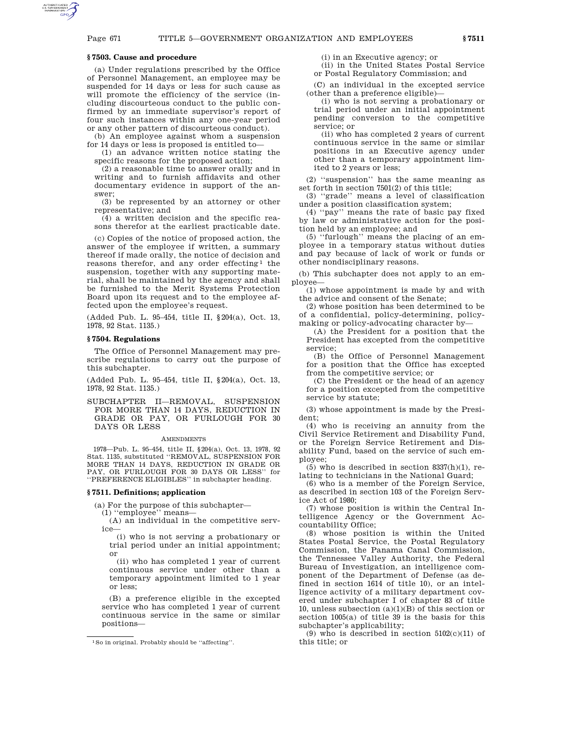### § 7503. Cause and procedure

(a) Under regulations prescribed by the Office of Personnel Management, an employee may be suspended for 14 days or less for such cause as will promote the efficiency of the service (including discourteous conduct to the public confirmed by an immediate supervisor's report of four such instances within any one-year period or any other pattern of discourteous conduct).

(b) An employee against whom a suspension for 14 days or less is proposed is entitled to—

(1) an advance written notice stating the specific reasons for the proposed action;

(2) a reasonable time to answer orally and in writing and to furnish affidavits and other documentary evidence in support of the answer;

(3) be represented by an attorney or other representative; and

(4) a written decision and the specific reasons therefor at the earliest practicable date.

(c) Copies of the notice of proposed action, the answer of the employee if written, a summary thereof if made orally, the notice of decision and reasons therefor, and any order effecting[1] the suspension, together with any supporting material, shall be maintained by the agency and shall be furnished to the Merit Systems Protection Board upon its request and to the employee affected upon the employee's request.

(Added Pub. L. 95–454, title II, § 204(a), Oct. 13, 1978, 92 Stat. 1135.)

### § 7504. Regulations

The Office of Personnel Management may prescribe regulations to carry out the purpose of this subchapter.

(Added Pub. L. 95–454, title II, § 204(a), Oct. 13, 1978, 92 Stat. 1135.)

## SUBCHAPTER II—REMOVAL, SUSPENSION FOR MORE THAN 14 DAYS, REDUCTION IN GRADE OR PAY, OR FURLOUGH FOR 30 DAYS OR LESS

AMENDMENTS

1978—Pub. L. 95–454, title II, § 204(a), Oct. 13, 1978, 92 Stat. 1135, substituted "REMOVAL, SUSPENSION FOR MORE THAN 14 DAYS, REDUCTION IN GRADE OR PAY, OR FURLOUGH FOR 30 DAYS OR LESS" for "PREFERENCE ELIGIBLES" in subchapter heading.

### § 7511. Definitions; application

(a) For the purpose of this subchapter—

(1) "employee" means—

(A) an individual in the competitive service—

(i) who is not serving a probationary or trial period under an initial appointment; or

(ii) who has completed 1 year of current continuous service under other than a temporary appointment limited to 1 year or less;

(B) a preference eligible in the excepted service who has completed 1 year of current continuous service in the same or similar positions—

(i) in an Executive agency; or

(ii) in the United States Postal Service or Postal Regulatory Commission; and

(C) an individual in the excepted service (other than a preference eligible)—

(i) who is not serving a probationary or trial period under an initial appointment pending conversion to the competitive service; or

(ii) who has completed 2 years of current continuous service in the same or similar positions in an Executive agency under other than a temporary appointment limited to 2 years or less;

(2) "suspension" has the same meaning as set forth in section 7501(2) of this title;

(3) "grade" means a level of classification under a position classification system;

(4) "pay" means the rate of basic pay fixed by law or administrative action for the position held by an employee; and

(5) "furlough" means the placing of an employee in a temporary status without duties and pay because of lack of work or funds or other nondisciplinary reasons.

(b) This subchapter does not apply to an employee—

(1) whose appointment is made by and with the advice and consent of the Senate;

(2) whose position has been determined to be of a confidential, policy-determining, policy-making or policy-advocating character by—

(A) the President for a position that the President has excepted from the competitive service;

(B) the Office of Personnel Management for a position that the Office has excepted from the competitive service; or

(C) the President or the head of an agency for a position excepted from the competitive service by statute;

(3) whose appointment is made by the President;

(4) who is receiving an annuity from the Civil Service Retirement and Disability Fund, or the Foreign Service Retirement and Disability Fund, based on the service of such employee;

(5) who is described in section 8337(h)(1), relating to technicians in the National Guard;

(6) who is a member of the Foreign Service, as described in section 103 of the Foreign Service Act of 1980;

(7) whose position is within the Central Intelligence Agency or the Government Accountability Office;

(8) whose position is within the United States Postal Service, the Postal Regulatory Commission, the Panama Canal Commission, the Tennessee Valley Authority, the Federal Bureau of Investigation, an intelligence component of the Department of Defense (as defined in section 1614 of title 10), or an intelligence activity of a military department covered under subchapter I of chapter 83 of title 10, unless subsection (a)(1)(B) of this section or section 1005(a) of title 39 is the basis for this subchapter's applicability;

(9) who is described in section 5102(c)(11) of this title; or

[1] So in original. Probably should be "affecting".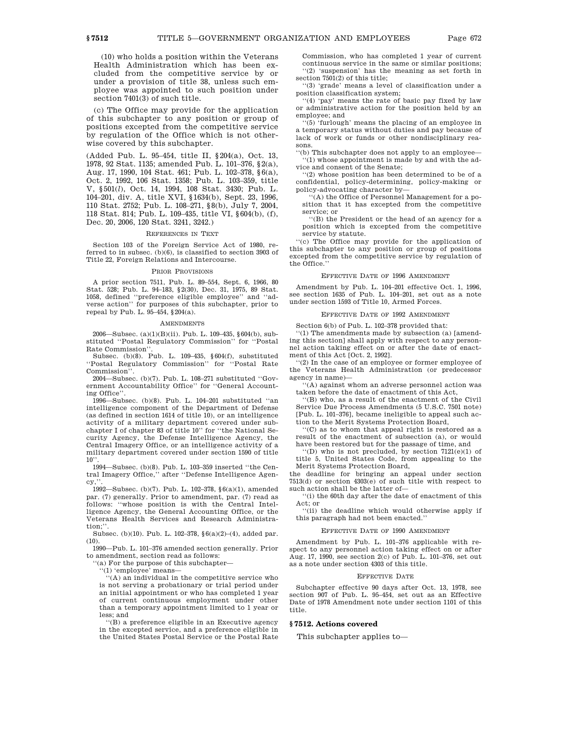(10) who holds a position within the Veterans Health Administration which has been excluded from the competitive service by or under a provision of title 38, unless such employee was appointed to such position under section 7401(3) of such title.

(c) The Office may provide for the application of this subchapter to any position or group of positions excepted from the competitive service by regulation of the Office which is not otherwise covered by this subchapter.

(Added Pub. L. 95–454, title II, §204(a), Oct. 13, 1978, 92 Stat. 1135; amended Pub. L. 101–376, §2(a), Aug. 17, 1990, 104 Stat. 461; Pub. L. 102–378, §6(a), Oct. 2, 1992, 106 Stat. 1358; Pub. L. 103–359, title V, §501(*l*), Oct. 14, 1994, 108 Stat. 3430; Pub. L. 104–201, div. A, title XVI, §1634(b), Sept. 23, 1996, 110 Stat. 2752; Pub. L. 108–271, §8(b), July 7, 2004, 118 Stat. 814; Pub. L. 109–435, title VI, §604(b), (f), Dec. 20, 2006, 120 Stat. 3241, 3242.)

#### REFERENCES IN TEXT

Section 103 of the Foreign Service Act of 1980, referred to in subsec. (b)(6), is classified to section 3903 of Title 22, Foreign Relations and Intercourse.

#### PRIOR PROVISIONS

A prior section 7511, Pub. L. 89–554, Sept. 6, 1966, 80 Stat. 528; Pub. L. 94–183, §2(30), Dec. 31, 1975, 89 Stat. 1058, defined ''preference eligible employee'' and ''adverse action'' for purposes of this subchapter, prior to repeal by Pub. L. 95–454, §204(a).

#### AMENDMENTS

2006—Subsec. (a)(1)(B)(ii). Pub. L. 109–435, §604(b), substituted ''Postal Regulatory Commission'' for ''Postal Rate Commission''.

Subsec. (b)(8). Pub. L. 109–435, §604(f), substituted ''Postal Regulatory Commission'' for ''Postal Rate Commission''.

2004—Subsec. (b)(7). Pub. L. 108–271 substituted ''Government Accountability Office'' for ''General Accounting Office''.

1996—Subsec. (b)(8). Pub. L. 104–201 substituted ''an intelligence component of the Department of Defense (as defined in section 1614 of title 10), or an intelligence activity of a military department covered under subchapter I of chapter 83 of title 10'' for ''the National Security Agency, the Defense Intelligence Agency, the Central Imagery Office, or an intelligence activity of a military department covered under section 1590 of title 10''.

1994—Subsec. (b)(8). Pub. L. 103–359 inserted ''the Central Imagery Office,'' after ''Defense Intelligence Agency,''.

1992—Subsec. (b)(7). Pub. L. 102–378, §6(a)(1), amended par. (7) generally. Prior to amendment, par. (7) read as follows: ''whose position is with the Central Intelligence Agency, the General Accounting Office, or the Veterans Health Services and Research Administration;''.

Subsec. (b)(10). Pub. L. 102–378, §6(a)(2)–(4), added par. (10).

1990—Pub. L. 101–376 amended section generally. Prior to amendment, section read as follows:

''(a) For the purpose of this subchapter—

''(1) 'employee' means—

''(A) an individual in the competitive service who is not serving a probationary or trial period under an initial appointment or who has completed 1 year of current continuous employment under other than a temporary appointment limited to 1 year or less; and

''(B) a preference eligible in an Executive agency in the excepted service, and a preference eligible in the United States Postal Service or the Postal Rate Commission, who has completed 1 year of current continuous service in the same or similar positions;

''(2) 'suspension' has the meaning as set forth in section 7501(2) of this title;

''(3) 'grade' means a level of classification under a position classification system;

''(4) 'pay' means the rate of basic pay fixed by law or administrative action for the position held by an employee; and

''(5) 'furlough' means the placing of an employee in a temporary status without duties and pay because of lack of work or funds or other nondisciplinary reasons.

''(b) This subchapter does not apply to an employee—

''(1) whose appointment is made by and with the advice and consent of the Senate;

''(2) whose position has been determined to be of a confidential, policy-determining, policy-making or policy-advocating character by—

''(A) the Office of Personnel Management for a position that it has excepted from the competitive service; or

''(B) the President or the head of an agency for a position which is excepted from the competitive service by statute.

''(c) The Office may provide for the application of this subchapter to any position or group of positions excepted from the competitive service by regulation of the Office.''

#### EFFECTIVE DATE OF 1996 AMENDMENT

Amendment by Pub. L. 104–201 effective Oct. 1, 1996, see section 1635 of Pub. L. 104–201, set out as a note under section 1593 of Title 10, Armed Forces.

#### EFFECTIVE DATE OF 1992 AMENDMENT

Section 6(b) of Pub. L. 102–378 provided that:

''(1) The amendments made by subsection (a) [amending this section] shall apply with respect to any personnel action taking effect on or after the date of enactment of this Act [Oct. 2, 1992].

''(2) In the case of an employee or former employee of the Veterans Health Administration (or predecessor agency in name)—

''(A) against whom an adverse personnel action was taken before the date of enactment of this Act,

''(B) who, as a result of the enactment of the Civil Service Due Process Amendments (5 U.S.C. 7501 note) [Pub. L. 101–376], became ineligible to appeal such action to the Merit Systems Protection Board,

''(C) as to whom that appeal right is restored as a result of the enactment of subsection (a), or would have been restored but for the passage of time, and

''(D) who is not precluded, by section 7121(e)(1) of title 5, United States Code, from appealing to the Merit Systems Protection Board,

the deadline for bringing an appeal under section 7513(d) or section 4303(e) of such title with respect to such action shall be the latter of—

''(i) the 60th day after the date of enactment of this Act; or

''(ii) the deadline which would otherwise apply if this paragraph had not been enacted.''

#### EFFECTIVE DATE OF 1990 AMENDMENT

Amendment by Pub. L. 101–376 applicable with respect to any personnel action taking effect on or after Aug. 17, 1990, see section 2(c) of Pub. L. 101–376, set out as a note under section 4303 of this title.

#### EFFECTIVE DATE

Subchapter effective 90 days after Oct. 13, 1978, see section 907 of Pub. L. 95–454, set out as an Effective Date of 1978 Amendment note under section 1101 of this title.

## §7512. Actions covered

This subchapter applies to—